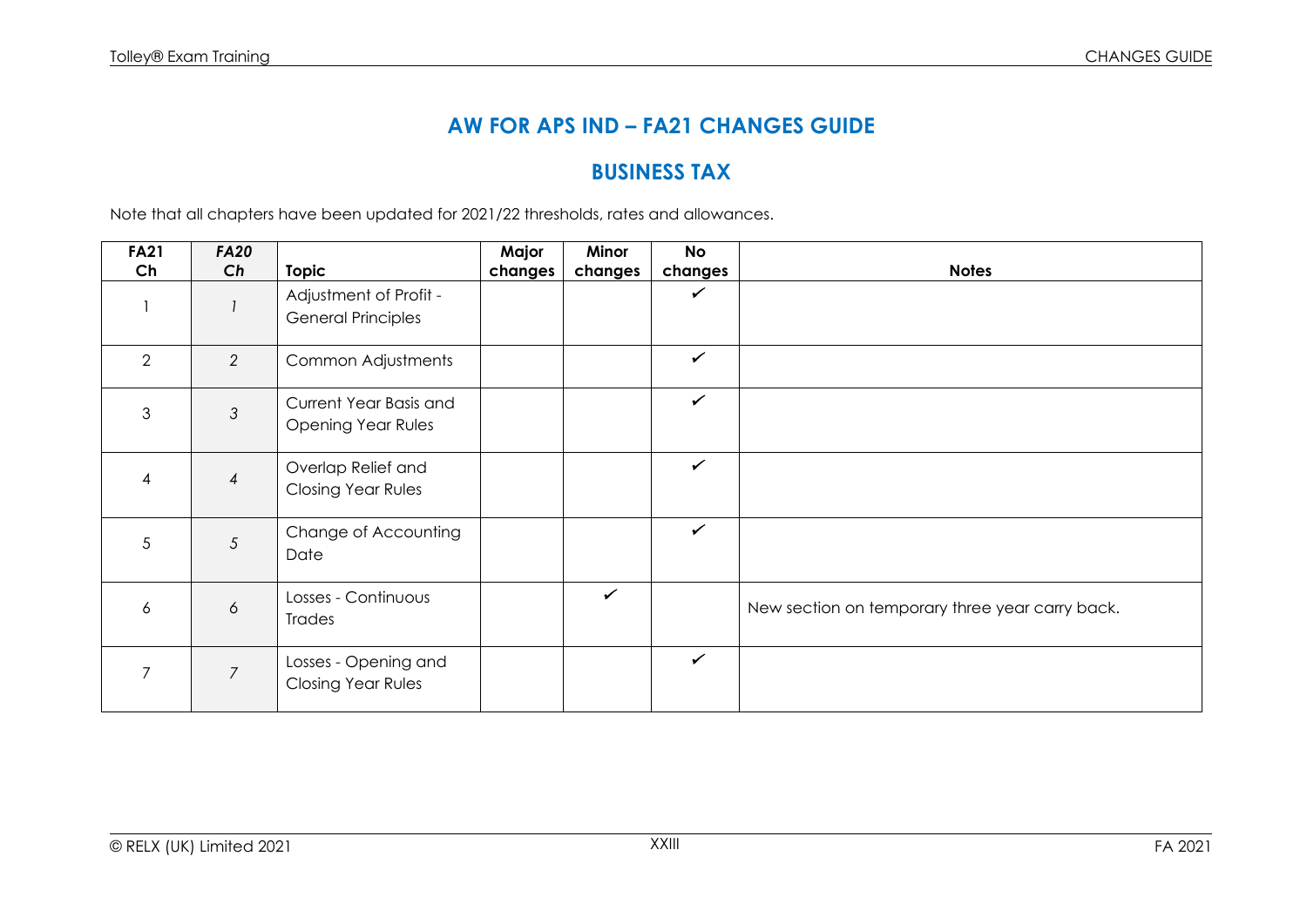# AW FOR APS IND – FA21 CHANGES GUIDE

## BUSINESS TAX

Note that all chapters have been updated for 2021/22 thresholds, rates and allowances.

| FA21 Ch | *FA20 Ch* | Topic | Major changes | Minor changes | No changes | Notes |
|---|---|---|---|---|---|---|
| 1 | *1* | Adjustment of Profit - General Principles | | | ✓ | |
| 2 | *2* | Common Adjustments | | | ✓ | |
| 3 | *3* | Current Year Basis and Opening Year Rules | | | ✓ | |
| 4 | *4* | Overlap Relief and Closing Year Rules | | | ✓ | |
| 5 | *5* | Change of Accounting Date | | | ✓ | |
| 6 | *6* | Losses - Continuous Trades | | ✓ | | New section on temporary three year carry back. |
| 7 | *7* | Losses - Opening and Closing Year Rules | | | ✓ | |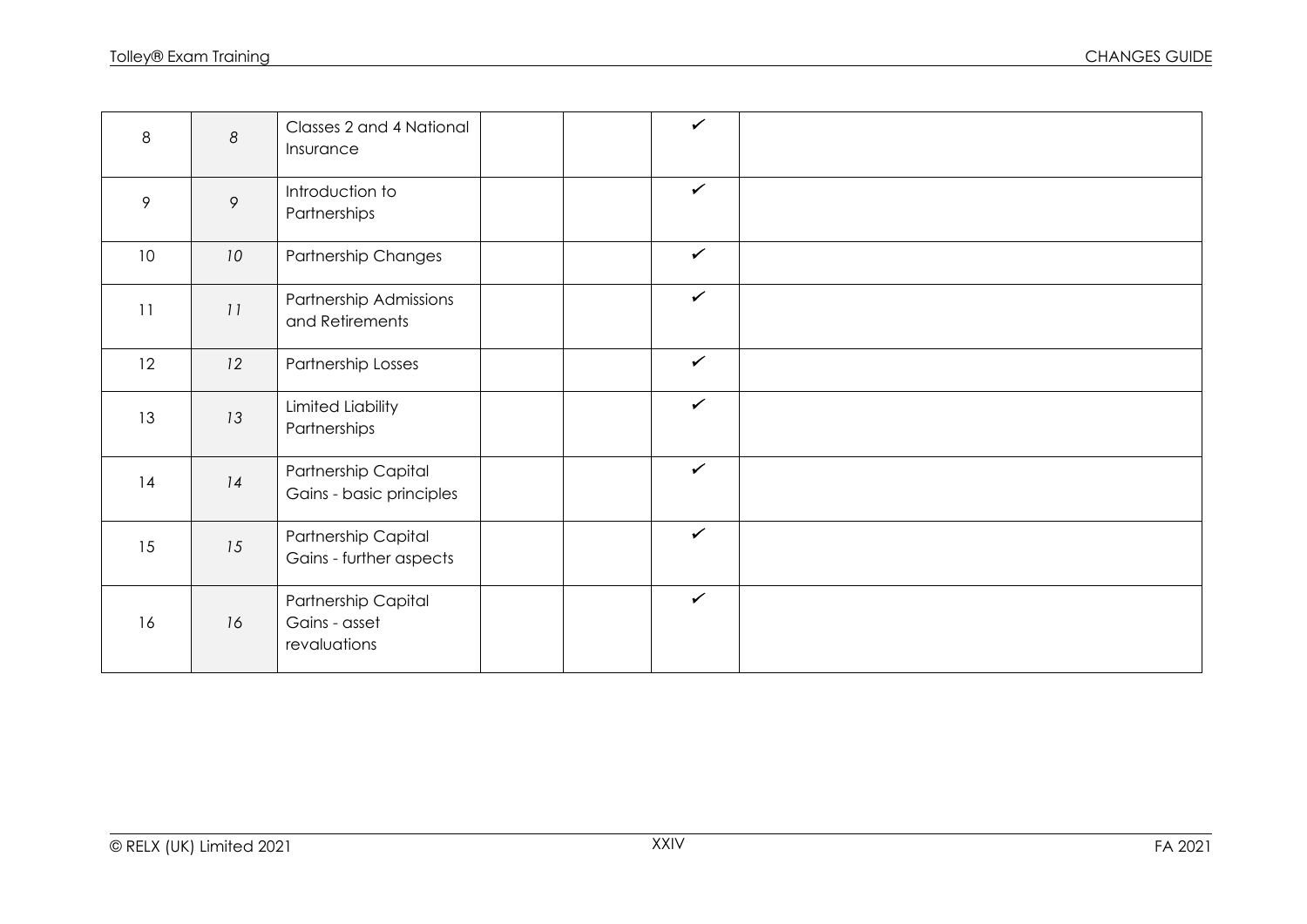| | | | | | | |
|---|---|---|---|---|---|---|
| 8 | *8* | Classes 2 and 4 National Insurance | | | ✓ | |
| 9 | *9* | Introduction to Partnerships | | | ✓ | |
| 10 | *10* | Partnership Changes | | | ✓ | |
| 11 | *11* | Partnership Admissions and Retirements | | | ✓ | |
| 12 | *12* | Partnership Losses | | | ✓ | |
| 13 | *13* | Limited Liability Partnerships | | | ✓ | |
| 14 | *14* | Partnership Capital Gains - basic principles | | | ✓ | |
| 15 | *15* | Partnership Capital Gains - further aspects | | | ✓ | |
| 16 | *16* | Partnership Capital Gains - asset revaluations | | | ✓ | |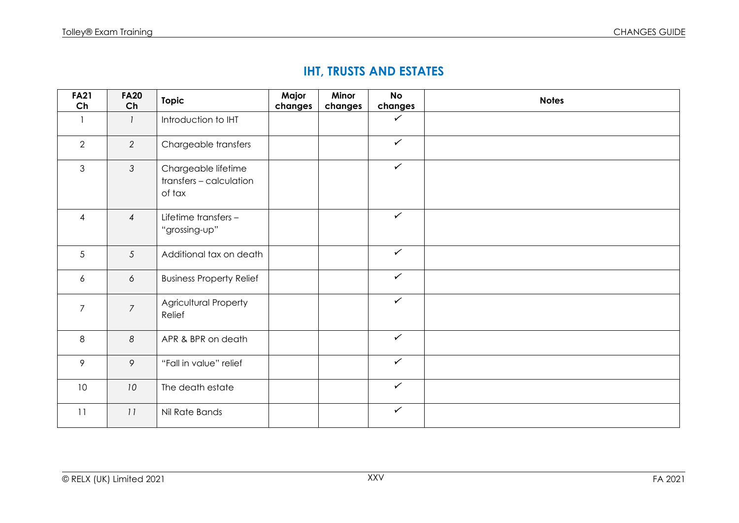## IHT, TRUSTS AND ESTATES

| FA21 Ch | FA20 Ch | Topic | Major changes | Minor changes | No changes | Notes |
|---|---|---|---|---|---|---|
| 1 | *1* | Introduction to IHT | | | ✓ | |
| 2 | *2* | Chargeable transfers | | | ✓ | |
| 3 | *3* | Chargeable lifetime transfers – calculation of tax | | | ✓ | |
| 4 | *4* | Lifetime transfers – "grossing-up" | | | ✓ | |
| 5 | *5* | Additional tax on death | | | ✓ | |
| 6 | *6* | Business Property Relief | | | ✓ | |
| 7 | *7* | Agricultural Property Relief | | | ✓ | |
| 8 | *8* | APR & BPR on death | | | ✓ | |
| 9 | *9* | "Fall in value" relief | | | ✓ | |
| 10 | *10* | The death estate | | | ✓ | |
| 11 | *11* | Nil Rate Bands | | | ✓ | |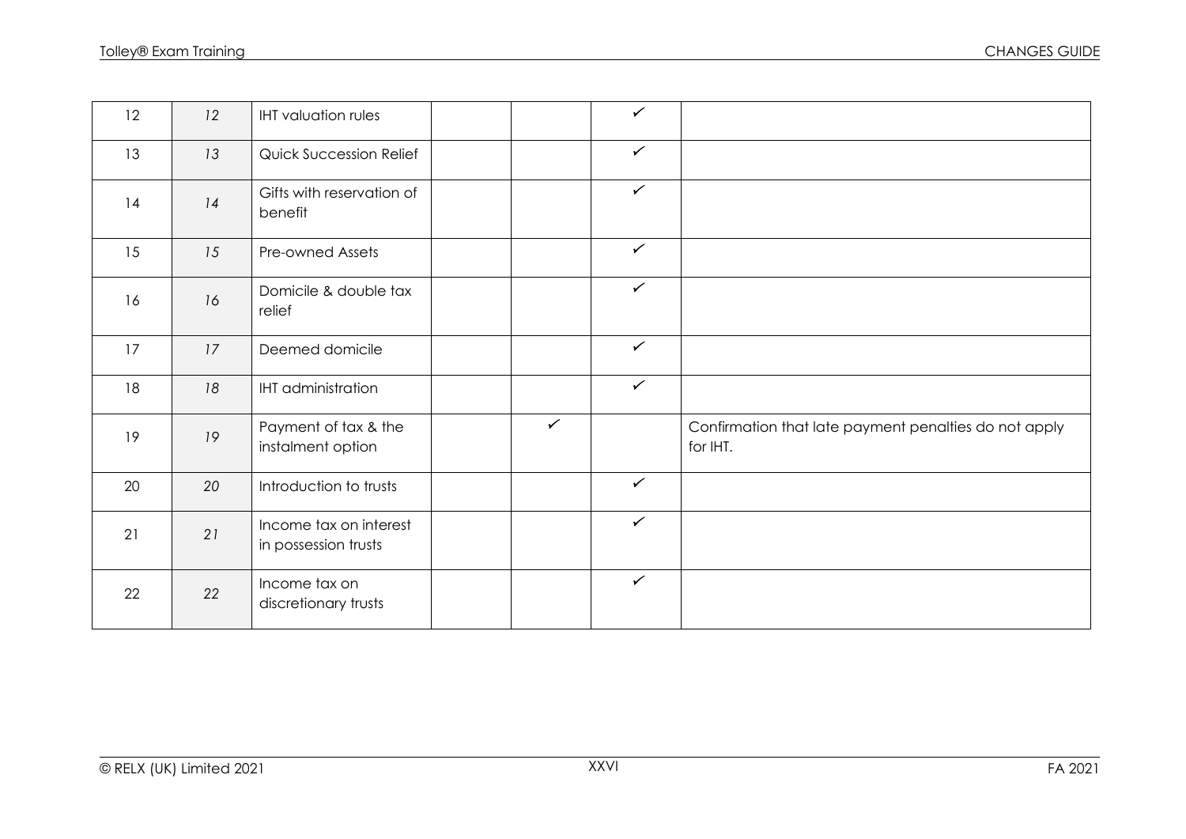| | | | | | | |
|---|---|---|---|---|---|---|
| 12 | *12* | IHT valuation rules | | | ✓ | |
| 13 | *13* | Quick Succession Relief | | | ✓ | |
| 14 | *14* | Gifts with reservation of benefit | | | ✓ | |
| 15 | *15* | Pre-owned Assets | | | ✓ | |
| 16 | *16* | Domicile & double tax relief | | | ✓ | |
| 17 | *17* | Deemed domicile | | | ✓ | |
| 18 | *18* | IHT administration | | | ✓ | |
| 19 | *19* | Payment of tax & the instalment option | | ✓ | | Confirmation that late payment penalties do not apply for IHT. |
| 20 | *20* | Introduction to trusts | | | ✓ | |
| 21 | *21* | Income tax on interest in possession trusts | | | ✓ | |
| 22 | *22* | Income tax on discretionary trusts | | | ✓ | |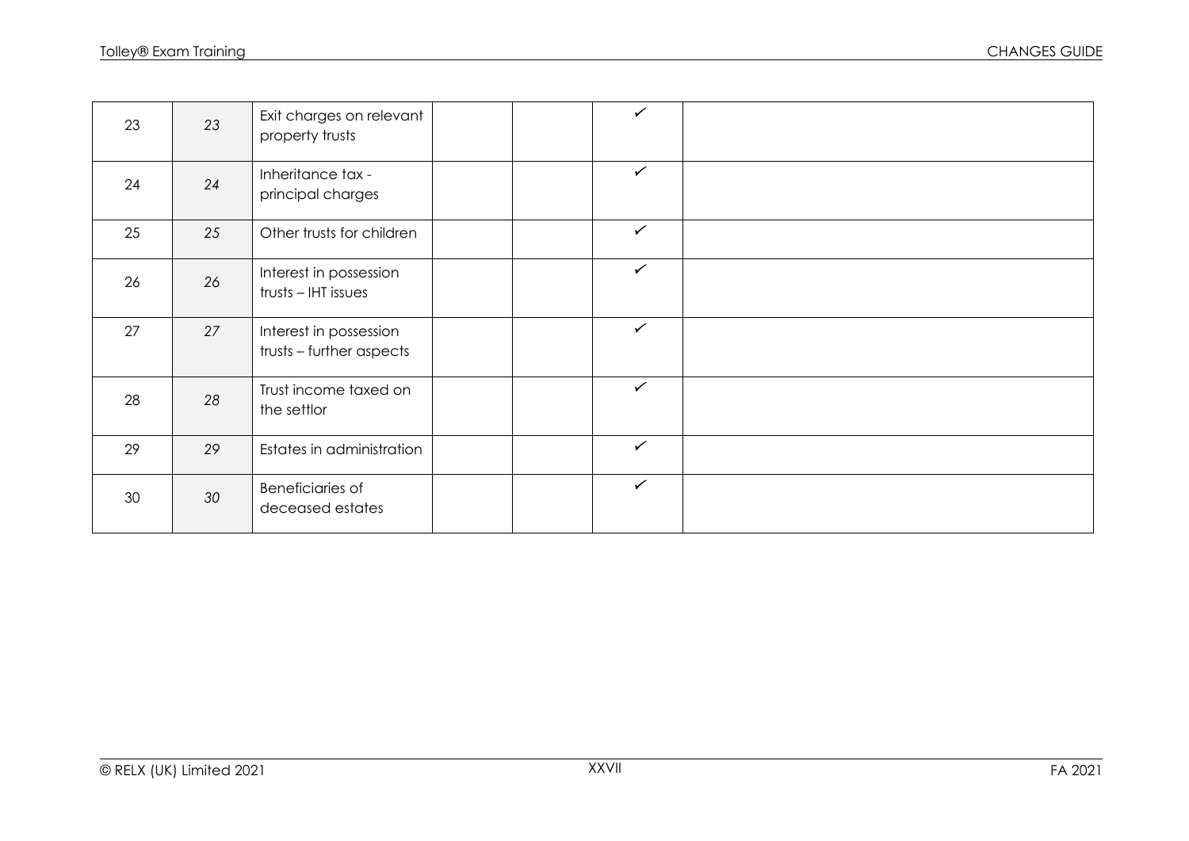| | | | | | | |
|---|---|---|---|---|---|---|
| 23 | 23 | Exit charges on relevant property trusts | | | ✓ | |
| 24 | 24 | Inheritance tax - principal charges | | | ✓ | |
| 25 | 25 | Other trusts for children | | | ✓ | |
| 26 | 26 | Interest in possession trusts – IHT issues | | | ✓ | |
| 27 | 27 | Interest in possession trusts – further aspects | | | ✓ | |
| 28 | 28 | Trust income taxed on the settlor | | | ✓ | |
| 29 | 29 | Estates in administration | | | ✓ | |
| 30 | 30 | Beneficiaries of deceased estates | | | ✓ | |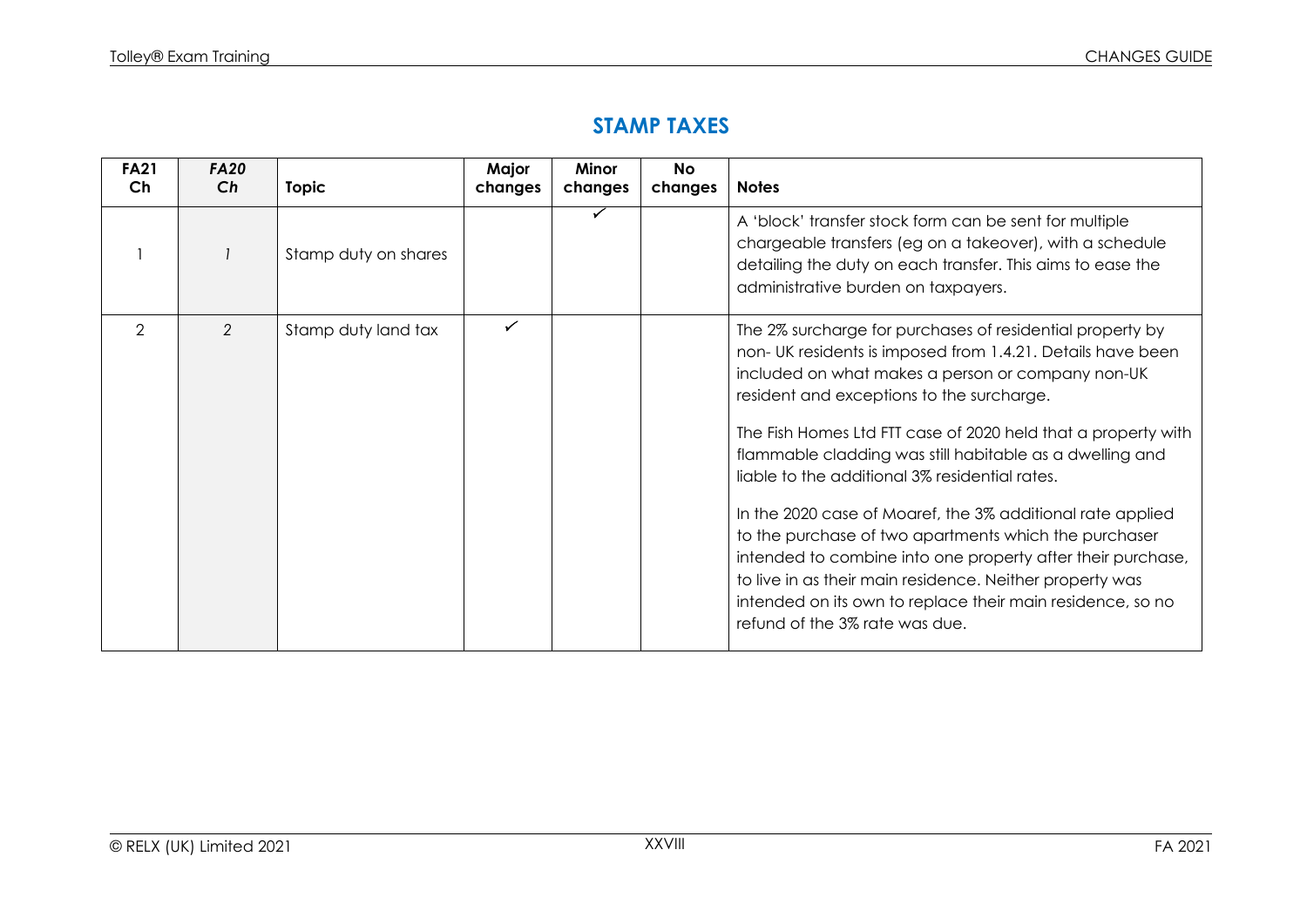## STAMP TAXES

| FA21 Ch | *FA20 Ch* | Topic | Major changes | Minor changes | No changes | Notes |
|---|---|---|---|---|---|---|
| 1 | *1* | Stamp duty on shares | | ✓ | | A 'block' transfer stock form can be sent for multiple chargeable transfers (eg on a takeover), with a schedule detailing the duty on each transfer. This aims to ease the administrative burden on taxpayers. |
| 2 | 2 | Stamp duty land tax | ✓ | | | The 2% surcharge for purchases of residential property by non- UK residents is imposed from 1.4.21. Details have been included on what makes a person or company non-UK resident and exceptions to the surcharge.<br><br>The Fish Homes Ltd FTT case of 2020 held that a property with flammable cladding was still habitable as a dwelling and liable to the additional 3% residential rates.<br><br>In the 2020 case of Moaref, the 3% additional rate applied to the purchase of two apartments which the purchaser intended to combine into one property after their purchase, to live in as their main residence. Neither property was intended on its own to replace their main residence, so no refund of the 3% rate was due. |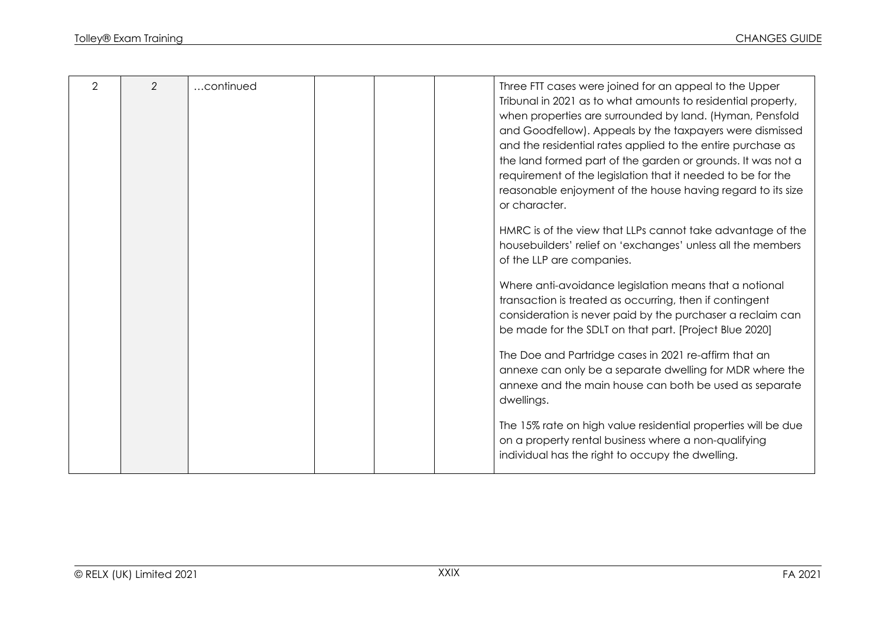| 2 | 2 | …continued | | | | Three FTT cases were joined for an appeal to the Upper Tribunal in 2021 as to what amounts to residential property, when properties are surrounded by land. (Hyman, Pensfold and Goodfellow). Appeals by the taxpayers were dismissed and the residential rates applied to the entire purchase as the land formed part of the garden or grounds. It was not a requirement of the legislation that it needed to be for the reasonable enjoyment of the house having regard to its size or character.<br><br>HMRC is of the view that LLPs cannot take advantage of the housebuilders' relief on 'exchanges' unless all the members of the LLP are companies.<br><br>Where anti-avoidance legislation means that a notional transaction is treated as occurring, then if contingent consideration is never paid by the purchaser a reclaim can be made for the SDLT on that part. [Project Blue 2020]<br><br>The Doe and Partridge cases in 2021 re-affirm that an annexe can only be a separate dwelling for MDR where the annexe and the main house can both be used as separate dwellings.<br><br>The 15% rate on high value residential properties will be due on a property rental business where a non-qualifying individual has the right to occupy the dwelling. |
|---|---|---|---|---|---|---|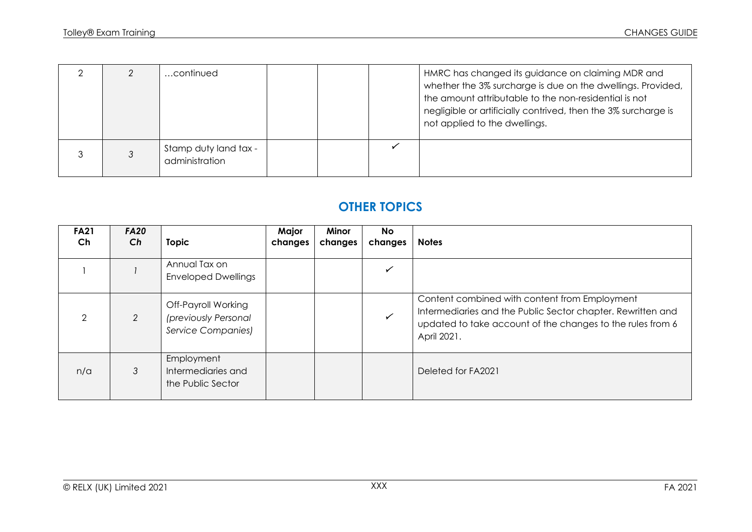| | | | | | | |
|---|---|---|---|---|---|---|
| 2 | *2* | …continued | | | | HMRC has changed its guidance on claiming MDR and whether the 3% surcharge is due on the dwellings. Provided, the amount attributable to the non-residential is not negligible or artificially contrived, then the 3% surcharge is not applied to the dwellings. |
| 3 | *3* | Stamp duty land tax - administration | | | ✓ | |

## OTHER TOPICS

| FA21 Ch | *FA20 Ch* | Topic | Major changes | Minor changes | No changes | Notes |
|---|---|---|---|---|---|---|
| 1 | *1* | Annual Tax on Enveloped Dwellings | | | ✓ | |
| 2 | *2* | Off-Payroll Working *(previously Personal Service Companies)* | | | ✓ | Content combined with content from Employment Intermediaries and the Public Sector chapter. Rewritten and updated to take account of the changes to the rules from 6 April 2021. |
| n/a | *3* | Employment Intermediaries and the Public Sector | | | | Deleted for FA2021 |